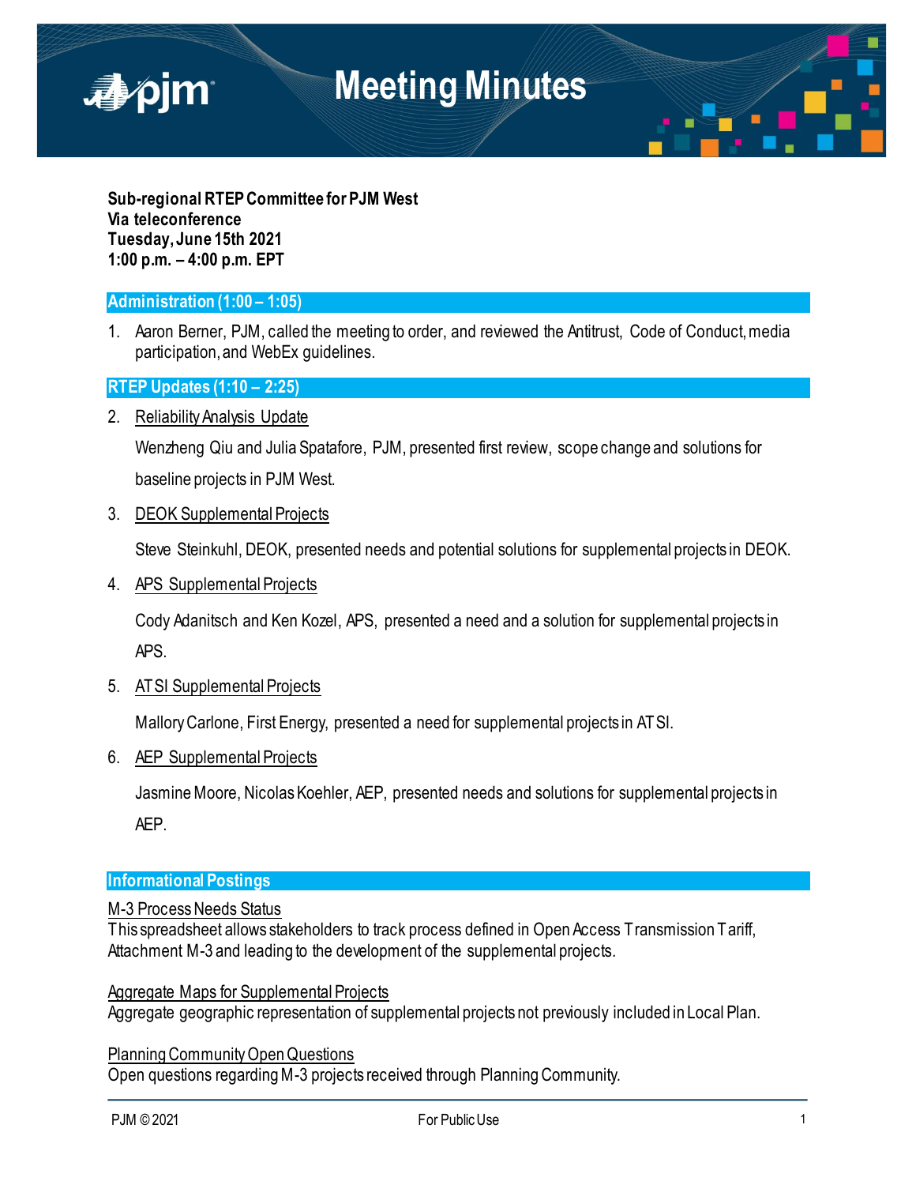# Meeting Minutes

**Sub-regional RTEP Committee for PJM West**
**Via teleconference**
**Tuesday, June 15th 2021**
**1:00 p.m. – 4:00 p.m. EPT**

## Administration (1:00 – 1:05)

1. Aaron Berner, PJM, called the meeting to order, and reviewed the Antitrust, Code of Conduct, media participation, and WebEx guidelines.

## RTEP Updates (1:10 – 2:25)

2. Reliability Analysis Update

   Wenzheng Qiu and Julia Spatafore, PJM, presented first review, scope change and solutions for baseline projects in PJM West.

3. DEOK Supplemental Projects

   Steve Steinkuhl, DEOK, presented needs and potential solutions for supplemental projects in DEOK.

4. APS Supplemental Projects

   Cody Adanitsch and Ken Kozel, APS, presented a need and a solution for supplemental projects in APS.

5. ATSI Supplemental Projects

   Mallory Carlone, First Energy, presented a need for supplemental projects in ATSI.

6. AEP Supplemental Projects

   Jasmine Moore, Nicolas Koehler, AEP, presented needs and solutions for supplemental projects in AEP.

## Informational Postings

M-3 Process Needs Status
This spreadsheet allows stakeholders to track process defined in Open Access Transmission Tariff, Attachment M-3 and leading to the development of the supplemental projects.

Aggregate Maps for Supplemental Projects
Aggregate geographic representation of supplemental projects not previously included in Local Plan.

Planning Community Open Questions
Open questions regarding M-3 projects received through Planning Community.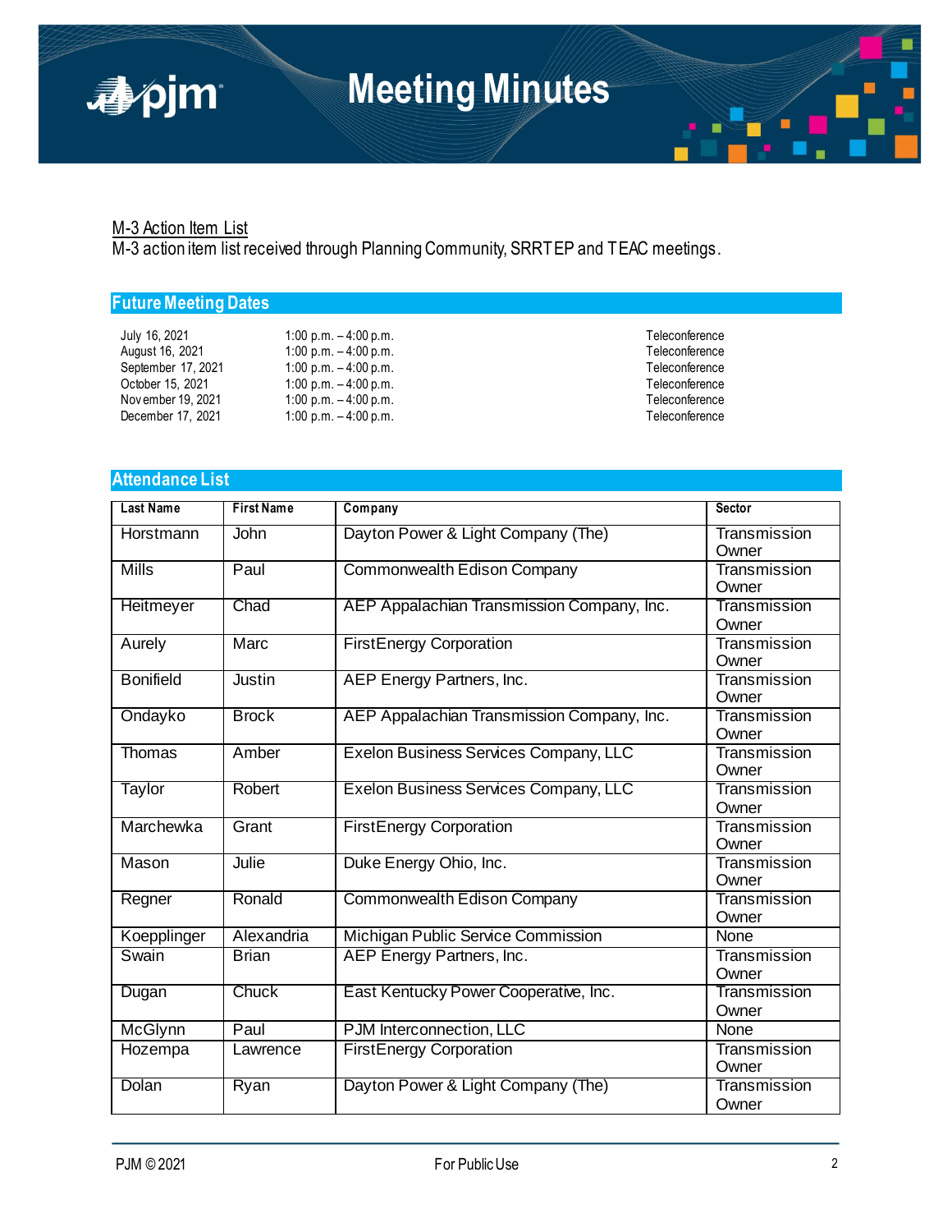M-3 Action Item List

M-3 action item list received through Planning Community, SRRTEP and TEAC meetings.

## Future Meeting Dates

| | | |
|---|---|---|
| July 16, 2021 | 1:00 p.m. – 4:00 p.m. | Teleconference |
| August 16, 2021 | 1:00 p.m. – 4:00 p.m. | Teleconference |
| September 17, 2021 | 1:00 p.m. – 4:00 p.m. | Teleconference |
| October 15, 2021 | 1:00 p.m. – 4:00 p.m. | Teleconference |
| November 19, 2021 | 1:00 p.m. – 4:00 p.m. | Teleconference |
| December 17, 2021 | 1:00 p.m. – 4:00 p.m. | Teleconference |

## Attendance List

| Last Name | First Name | Company | Sector |
|---|---|---|---|
| Horstmann | John | Dayton Power & Light Company (The) | Transmission Owner |
| Mills | Paul | Commonwealth Edison Company | Transmission Owner |
| Heitmeyer | Chad | AEP Appalachian Transmission Company, Inc. | Transmission Owner |
| Aurely | Marc | FirstEnergy Corporation | Transmission Owner |
| Bonifield | Justin | AEP Energy Partners, Inc. | Transmission Owner |
| Ondayko | Brock | AEP Appalachian Transmission Company, Inc. | Transmission Owner |
| Thomas | Amber | Exelon Business Services Company, LLC | Transmission Owner |
| Taylor | Robert | Exelon Business Services Company, LLC | Transmission Owner |
| Marchewka | Grant | FirstEnergy Corporation | Transmission Owner |
| Mason | Julie | Duke Energy Ohio, Inc. | Transmission Owner |
| Regner | Ronald | Commonwealth Edison Company | Transmission Owner |
| Koepplinger | Alexandria | Michigan Public Service Commission | None |
| Swain | Brian | AEP Energy Partners, Inc. | Transmission Owner |
| Dugan | Chuck | East Kentucky Power Cooperative, Inc. | Transmission Owner |
| McGlynn | Paul | PJM Interconnection, LLC | None |
| Hozempa | Lawrence | FirstEnergy Corporation | Transmission Owner |
| Dolan | Ryan | Dayton Power & Light Company (The) | Transmission Owner |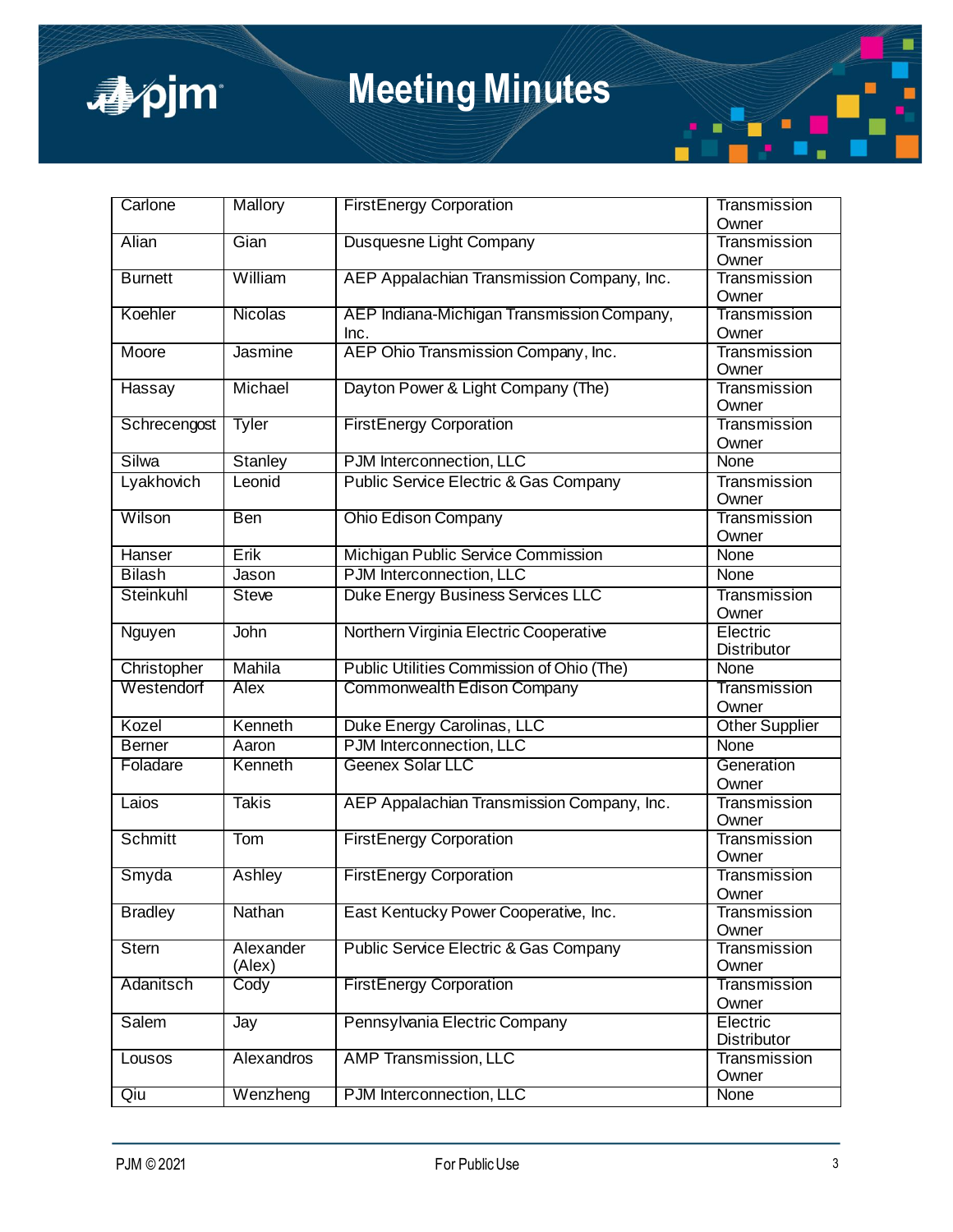| Carlone | Mallory | FirstEnergy Corporation | Transmission Owner |
|---|---|---|---|
| Alian | Gian | Dusquesne Light Company | Transmission Owner |
| Burnett | William | AEP Appalachian Transmission Company, Inc. | Transmission Owner |
| Koehler | Nicolas | AEP Indiana-Michigan Transmission Company, Inc. | Transmission Owner |
| Moore | Jasmine | AEP Ohio Transmission Company, Inc. | Transmission Owner |
| Hassay | Michael | Dayton Power & Light Company (The) | Transmission Owner |
| Schrecengost | Tyler | FirstEnergy Corporation | Transmission Owner |
| Silwa | Stanley | PJM Interconnection, LLC | None |
| Lyakhovich | Leonid | Public Service Electric & Gas Company | Transmission Owner |
| Wilson | Ben | Ohio Edison Company | Transmission Owner |
| Hanser | Erik | Michigan Public Service Commission | None |
| Bilash | Jason | PJM Interconnection, LLC | None |
| Steinkuhl | Steve | Duke Energy Business Services LLC | Transmission Owner |
| Nguyen | John | Northern Virginia Electric Cooperative | Electric Distributor |
| Christopher | Mahila | Public Utilities Commission of Ohio (The) | None |
| Westendorf | Alex | Commonwealth Edison Company | Transmission Owner |
| Kozel | Kenneth | Duke Energy Carolinas, LLC | Other Supplier |
| Berner | Aaron | PJM Interconnection, LLC | None |
| Foladare | Kenneth | Geenex Solar LLC | Generation Owner |
| Laios | Takis | AEP Appalachian Transmission Company, Inc. | Transmission Owner |
| Schmitt | Tom | FirstEnergy Corporation | Transmission Owner |
| Smyda | Ashley | FirstEnergy Corporation | Transmission Owner |
| Bradley | Nathan | East Kentucky Power Cooperative, Inc. | Transmission Owner |
| Stern | Alexander (Alex) | Public Service Electric & Gas Company | Transmission Owner |
| Adanitsch | Cody | FirstEnergy Corporation | Transmission Owner |
| Salem | Jay | Pennsylvania Electric Company | Electric Distributor |
| Lousos | Alexandros | AMP Transmission, LLC | Transmission Owner |
| Qiu | Wenzheng | PJM Interconnection, LLC | None |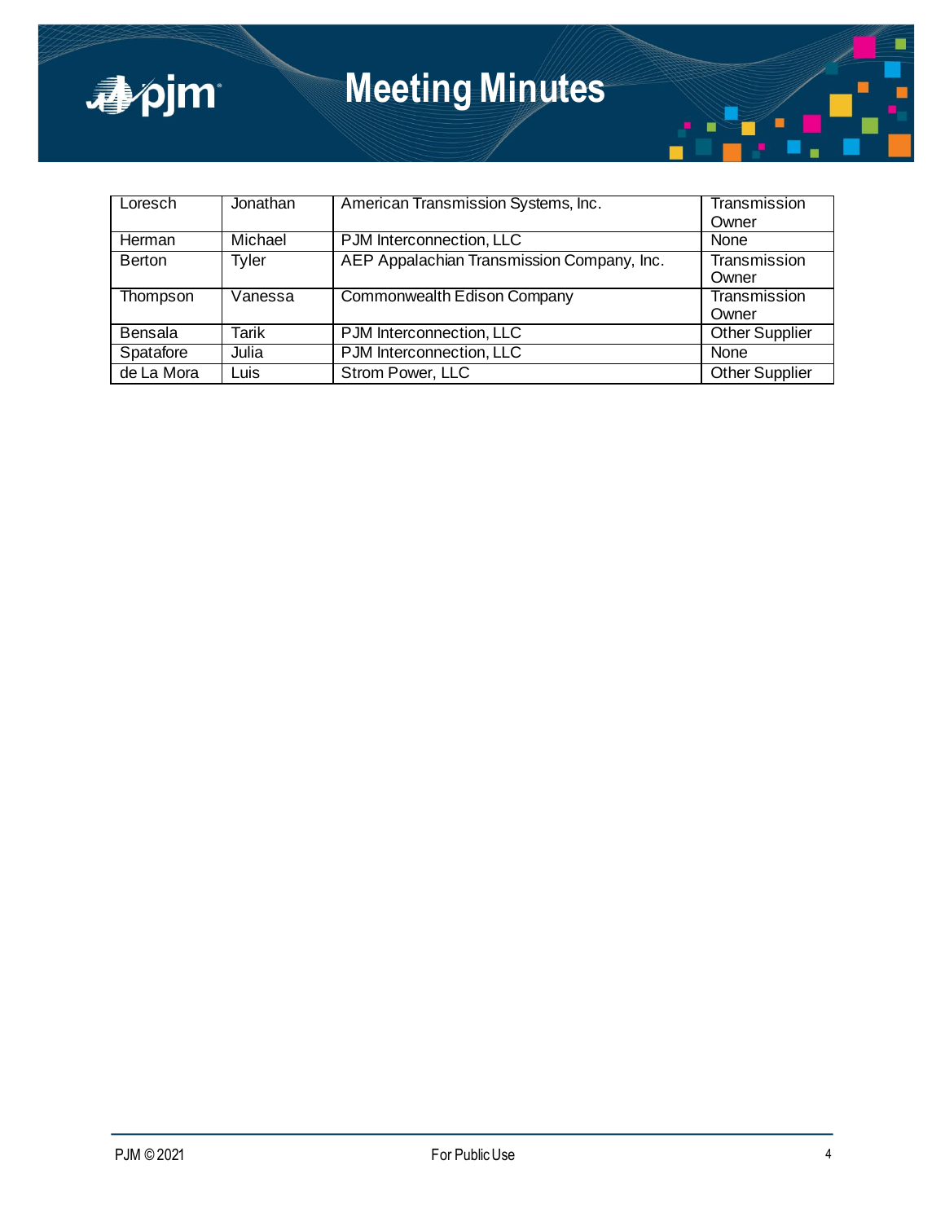| | | | |
|---|---|---|---|
| Loresch | Jonathan | American Transmission Systems, Inc. | Transmission Owner |
| Herman | Michael | PJM Interconnection, LLC | None |
| Berton | Tyler | AEP Appalachian Transmission Company, Inc. | Transmission Owner |
| Thompson | Vanessa | Commonwealth Edison Company | Transmission Owner |
| Bensala | Tarik | PJM Interconnection, LLC | Other Supplier |
| Spatafore | Julia | PJM Interconnection, LLC | None |
| de La Mora | Luis | Strom Power, LLC | Other Supplier |